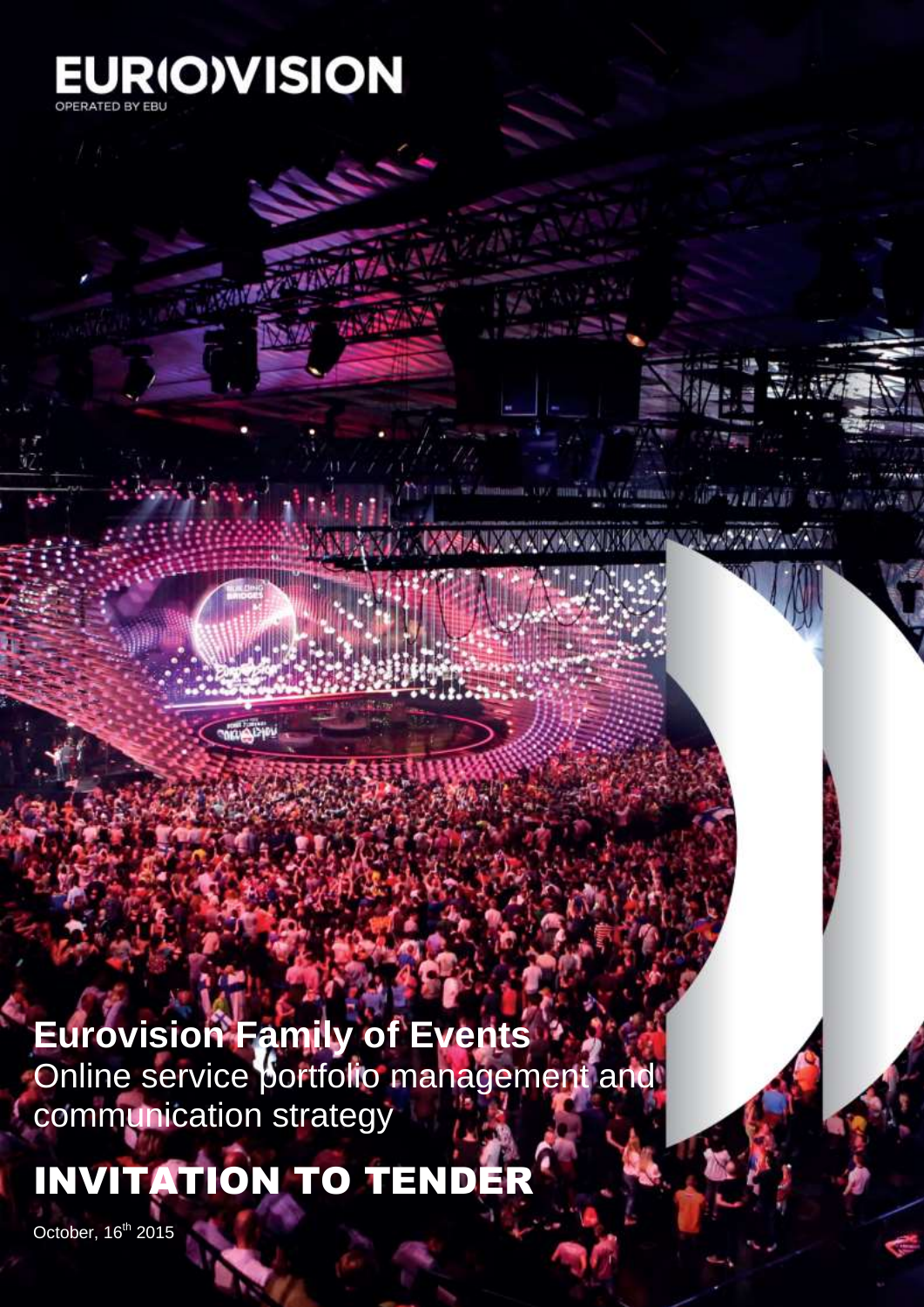EUR(O)VISION
OPERATED BY EBU

# Eurovision Family of Events

Online service portfolio management and communication strategy

# INVITATION TO TENDER

October, 16th 2015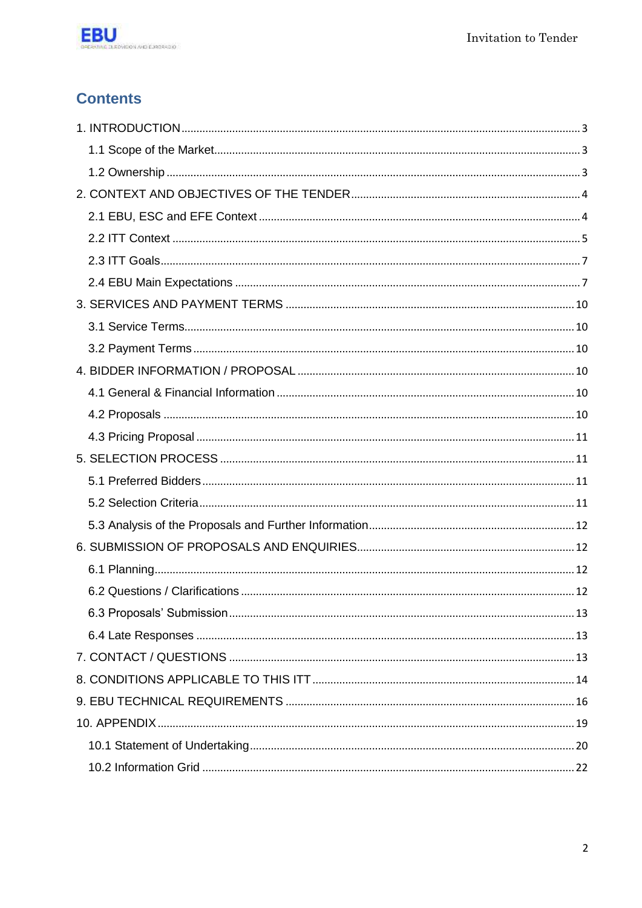## Contents

1. INTRODUCTION ... 3
   - 1.1 Scope of the Market ... 3
   - 1.2 Ownership ... 3
2. CONTEXT AND OBJECTIVES OF THE TENDER ... 4
   - 2.1 EBU, ESC and EFE Context ... 4
   - 2.2 ITT Context ... 5
   - 2.3 ITT Goals ... 7
   - 2.4 EBU Main Expectations ... 7
3. SERVICES AND PAYMENT TERMS ... 10
   - 3.1 Service Terms ... 10
   - 3.2 Payment Terms ... 10
4. BIDDER INFORMATION / PROPOSAL ... 10
   - 4.1 General & Financial Information ... 10
   - 4.2 Proposals ... 10
   - 4.3 Pricing Proposal ... 11
5. SELECTION PROCESS ... 11
   - 5.1 Preferred Bidders ... 11
   - 5.2 Selection Criteria ... 11
   - 5.3 Analysis of the Proposals and Further Information ... 12
6. SUBMISSION OF PROPOSALS AND ENQUIRIES ... 12
   - 6.1 Planning ... 12
   - 6.2 Questions / Clarifications ... 12
   - 6.3 Proposals' Submission ... 13
   - 6.4 Late Responses ... 13
7. CONTACT / QUESTIONS ... 13
8. CONDITIONS APPLICABLE TO THIS ITT ... 14
9. EBU TECHNICAL REQUIREMENTS ... 16
10. APPENDIX ... 19
    - 10.1 Statement of Undertaking ... 20
    - 10.2 Information Grid ... 22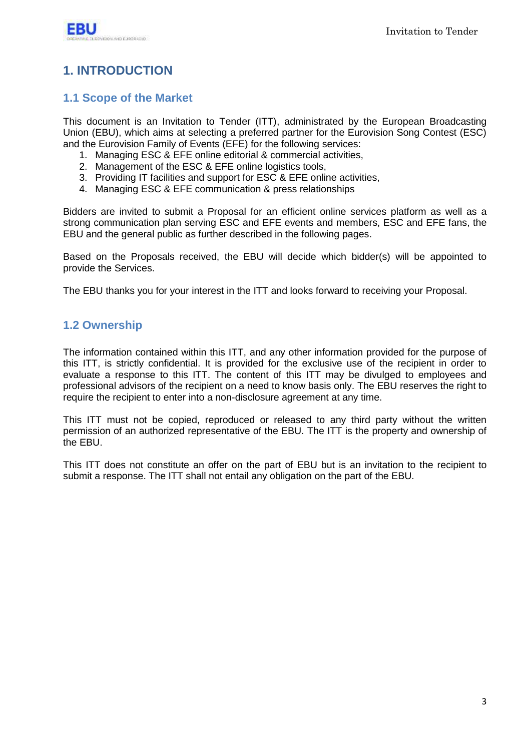# 1. INTRODUCTION

## 1.1 Scope of the Market

This document is an Invitation to Tender (ITT), administrated by the European Broadcasting Union (EBU), which aims at selecting a preferred partner for the Eurovision Song Contest (ESC) and the Eurovision Family of Events (EFE) for the following services:

1. Managing ESC & EFE online editorial & commercial activities,
2. Management of the ESC & EFE online logistics tools,
3. Providing IT facilities and support for ESC & EFE online activities,
4. Managing ESC & EFE communication & press relationships

Bidders are invited to submit a Proposal for an efficient online services platform as well as a strong communication plan serving ESC and EFE events and members, ESC and EFE fans, the EBU and the general public as further described in the following pages.

Based on the Proposals received, the EBU will decide which bidder(s) will be appointed to provide the Services.

The EBU thanks you for your interest in the ITT and looks forward to receiving your Proposal.

## 1.2 Ownership

The information contained within this ITT, and any other information provided for the purpose of this ITT, is strictly confidential. It is provided for the exclusive use of the recipient in order to evaluate a response to this ITT. The content of this ITT may be divulged to employees and professional advisors of the recipient on a need to know basis only. The EBU reserves the right to require the recipient to enter into a non-disclosure agreement at any time.

This ITT must not be copied, reproduced or released to any third party without the written permission of an authorized representative of the EBU. The ITT is the property and ownership of the EBU.

This ITT does not constitute an offer on the part of EBU but is an invitation to the recipient to submit a response. The ITT shall not entail any obligation on the part of the EBU.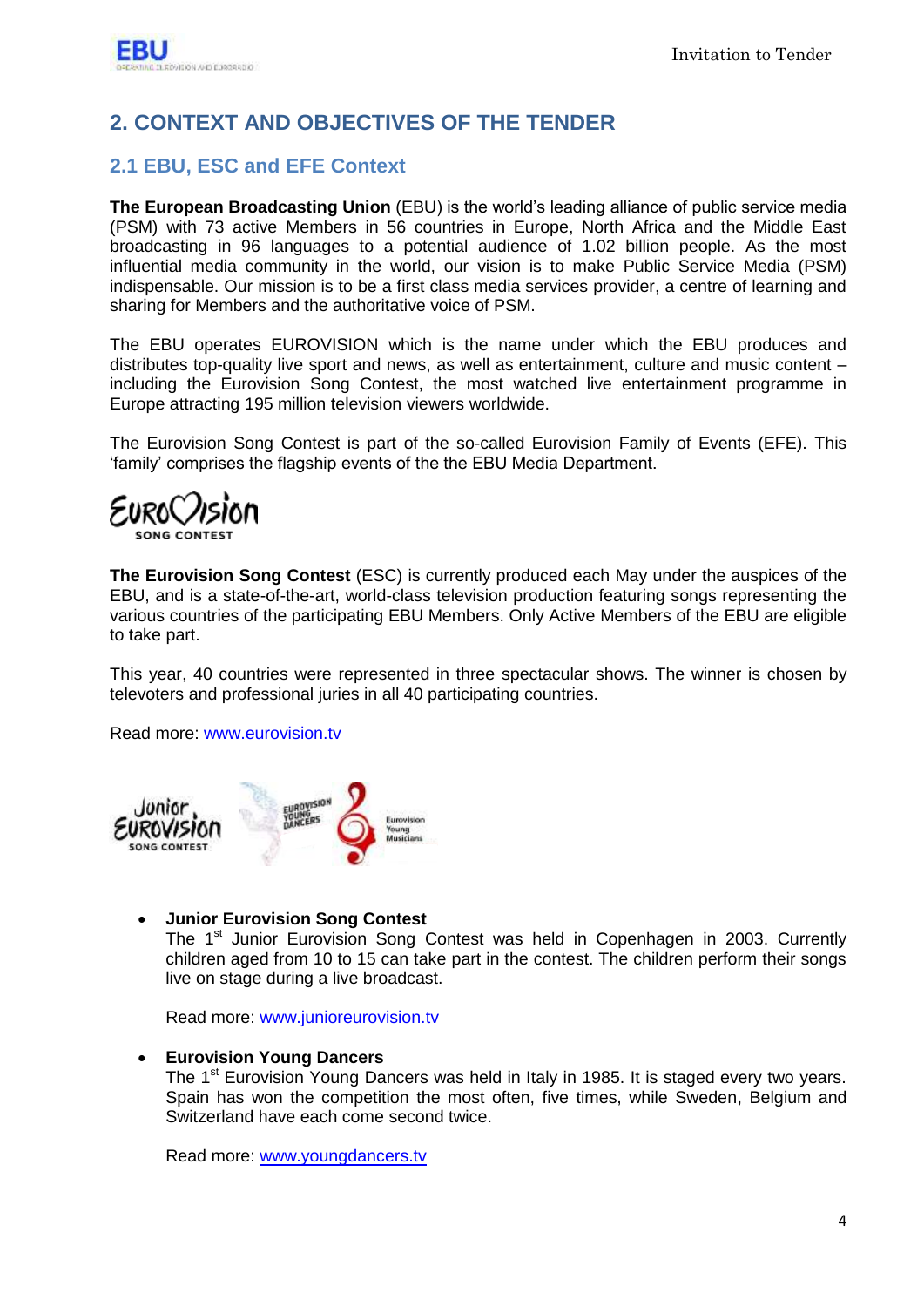## 2. CONTEXT AND OBJECTIVES OF THE TENDER

### 2.1 EBU, ESC and EFE Context

**The European Broadcasting Union** (EBU) is the world's leading alliance of public service media (PSM) with 73 active Members in 56 countries in Europe, North Africa and the Middle East broadcasting in 96 languages to a potential audience of 1.02 billion people. As the most influential media community in the world, our vision is to make Public Service Media (PSM) indispensable. Our mission is to be a first class media services provider, a centre of learning and sharing for Members and the authoritative voice of PSM.

The EBU operates EUROVISION which is the name under which the EBU produces and distributes top-quality live sport and news, as well as entertainment, culture and music content – including the Eurovision Song Contest, the most watched live entertainment programme in Europe attracting 195 million television viewers worldwide.

The Eurovision Song Contest is part of the so-called Eurovision Family of Events (EFE). This 'family' comprises the flagship events of the the EBU Media Department.

**The Eurovision Song Contest** (ESC) is currently produced each May under the auspices of the EBU, and is a state-of-the-art, world-class television production featuring songs representing the various countries of the participating EBU Members. Only Active Members of the EBU are eligible to take part.

This year, 40 countries were represented in three spectacular shows. The winner is chosen by televoters and professional juries in all 40 participating countries.

Read more: www.eurovision.tv

- **Junior Eurovision Song Contest**
  The 1st Junior Eurovision Song Contest was held in Copenhagen in 2003. Currently children aged from 10 to 15 can take part in the contest. The children perform their songs live on stage during a live broadcast.

  Read more: www.junioreurovision.tv

- **Eurovision Young Dancers**
  The 1st Eurovision Young Dancers was held in Italy in 1985. It is staged every two years. Spain has won the competition the most often, five times, while Sweden, Belgium and Switzerland have each come second twice.

  Read more: www.youngdancers.tv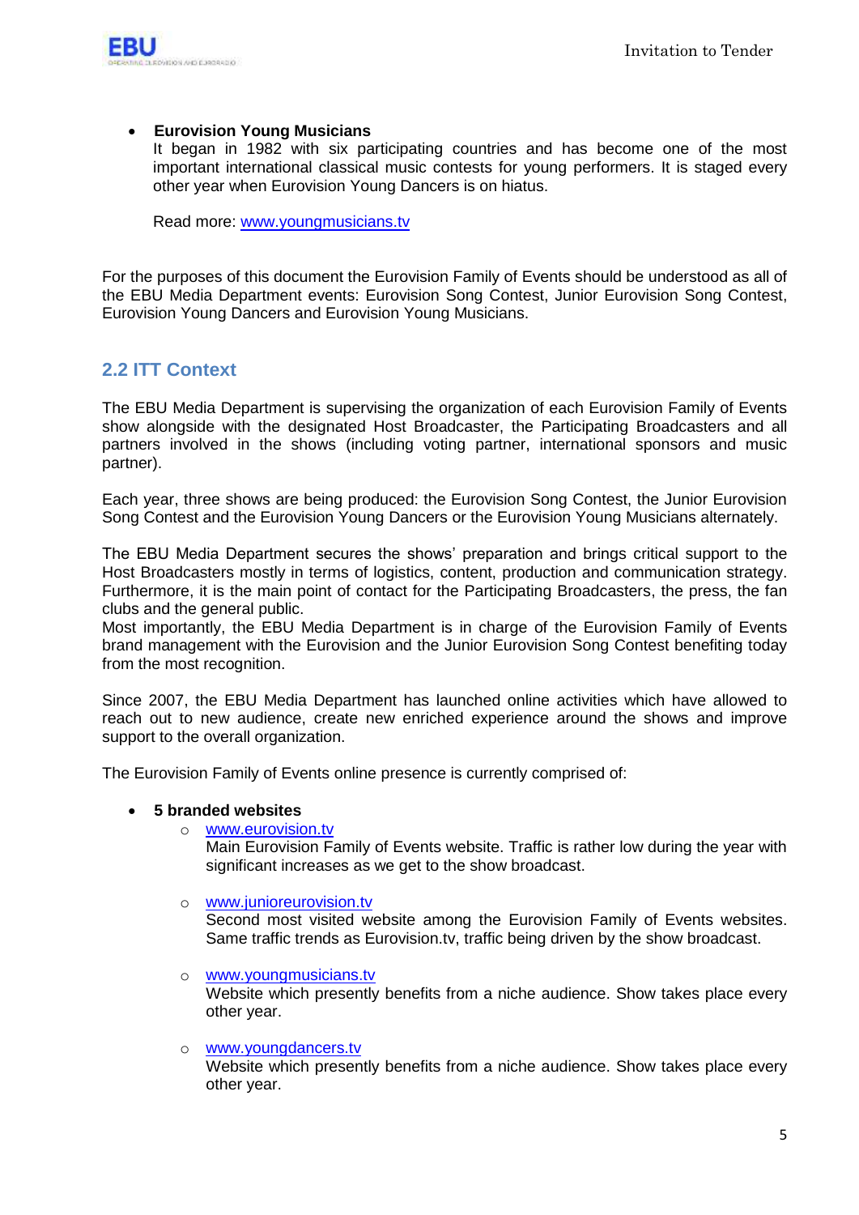- **Eurovision Young Musicians**
  It began in 1982 with six participating countries and has become one of the most important international classical music contests for young performers. It is staged every other year when Eurovision Young Dancers is on hiatus.

  Read more: www.youngmusicians.tv

For the purposes of this document the Eurovision Family of Events should be understood as all of the EBU Media Department events: Eurovision Song Contest, Junior Eurovision Song Contest, Eurovision Young Dancers and Eurovision Young Musicians.

## 2.2 ITT Context

The EBU Media Department is supervising the organization of each Eurovision Family of Events show alongside with the designated Host Broadcaster, the Participating Broadcasters and all partners involved in the shows (including voting partner, international sponsors and music partner).

Each year, three shows are being produced: the Eurovision Song Contest, the Junior Eurovision Song Contest and the Eurovision Young Dancers or the Eurovision Young Musicians alternately.

The EBU Media Department secures the shows' preparation and brings critical support to the Host Broadcasters mostly in terms of logistics, content, production and communication strategy. Furthermore, it is the main point of contact for the Participating Broadcasters, the press, the fan clubs and the general public.
Most importantly, the EBU Media Department is in charge of the Eurovision Family of Events brand management with the Eurovision and the Junior Eurovision Song Contest benefiting today from the most recognition.

Since 2007, the EBU Media Department has launched online activities which have allowed to reach out to new audience, create new enriched experience around the shows and improve support to the overall organization.

The Eurovision Family of Events online presence is currently comprised of:

- **5 branded websites**
  - www.eurovision.tv
    Main Eurovision Family of Events website. Traffic is rather low during the year with significant increases as we get to the show broadcast.
  - www.junioreurovision.tv
    Second most visited website among the Eurovision Family of Events websites. Same traffic trends as Eurovision.tv, traffic being driven by the show broadcast.
  - www.youngmusicians.tv
    Website which presently benefits from a niche audience. Show takes place every other year.
  - www.youngdancers.tv
    Website which presently benefits from a niche audience. Show takes place every other year.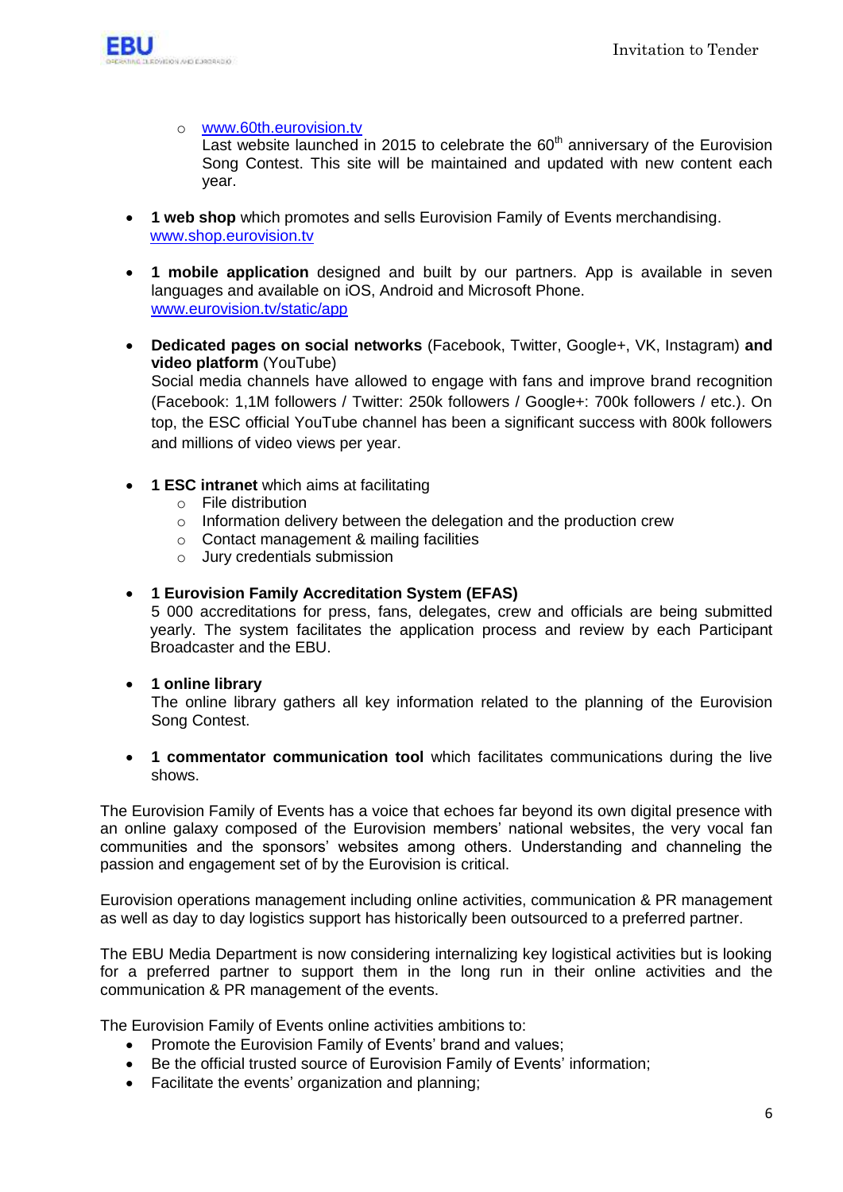- www.60th.eurovision.tv
    Last website launched in 2015 to celebrate the 60th anniversary of the Eurovision Song Contest. This site will be maintained and updated with new content each year.

- **1 web shop** which promotes and sells Eurovision Family of Events merchandising. www.shop.eurovision.tv

- **1 mobile application** designed and built by our partners. App is available in seven languages and available on iOS, Android and Microsoft Phone. www.eurovision.tv/static/app

- **Dedicated pages on social networks** (Facebook, Twitter, Google+, VK, Instagram) **and video platform** (YouTube)
  Social media channels have allowed to engage with fans and improve brand recognition (Facebook: 1,1M followers / Twitter: 250k followers / Google+: 700k followers / etc.). On top, the ESC official YouTube channel has been a significant success with 800k followers and millions of video views per year.

- **1 ESC intranet** which aims at facilitating
  - File distribution
  - Information delivery between the delegation and the production crew
  - Contact management & mailing facilities
  - Jury credentials submission

- **1 Eurovision Family Accreditation System (EFAS)**
  5 000 accreditations for press, fans, delegates, crew and officials are being submitted yearly. The system facilitates the application process and review by each Participant Broadcaster and the EBU.

- **1 online library**
  The online library gathers all key information related to the planning of the Eurovision Song Contest.

- **1 commentator communication tool** which facilitates communications during the live shows.

The Eurovision Family of Events has a voice that echoes far beyond its own digital presence with an online galaxy composed of the Eurovision members' national websites, the very vocal fan communities and the sponsors' websites among others. Understanding and channeling the passion and engagement set of by the Eurovision is critical.

Eurovision operations management including online activities, communication & PR management as well as day to day logistics support has historically been outsourced to a preferred partner.

The EBU Media Department is now considering internalizing key logistical activities but is looking for a preferred partner to support them in the long run in their online activities and the communication & PR management of the events.

The Eurovision Family of Events online activities ambitions to:

- Promote the Eurovision Family of Events' brand and values;
- Be the official trusted source of Eurovision Family of Events' information;
- Facilitate the events' organization and planning;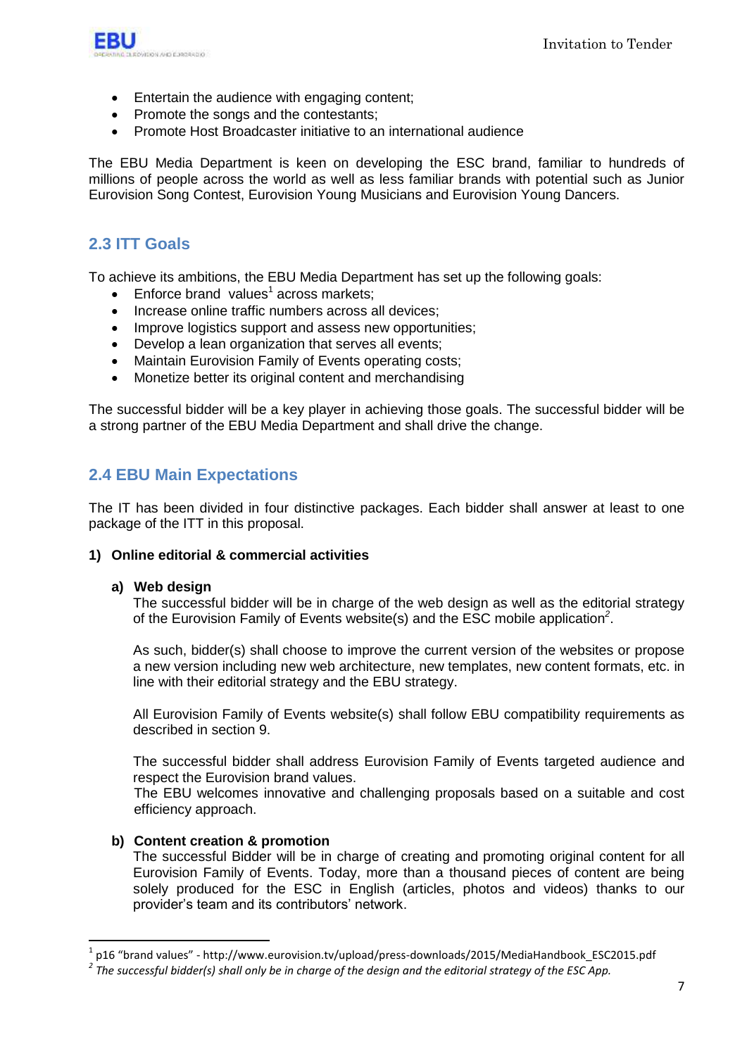- Entertain the audience with engaging content;
- Promote the songs and the contestants;
- Promote Host Broadcaster initiative to an international audience

The EBU Media Department is keen on developing the ESC brand, familiar to hundreds of millions of people across the world as well as less familiar brands with potential such as Junior Eurovision Song Contest, Eurovision Young Musicians and Eurovision Young Dancers.

## 2.3 ITT Goals

To achieve its ambitions, the EBU Media Department has set up the following goals:

- Enforce brand values[1] across markets;
- Increase online traffic numbers across all devices;
- Improve logistics support and assess new opportunities;
- Develop a lean organization that serves all events;
- Maintain Eurovision Family of Events operating costs;
- Monetize better its original content and merchandising

The successful bidder will be a key player in achieving those goals. The successful bidder will be a strong partner of the EBU Media Department and shall drive the change.

## 2.4 EBU Main Expectations

The IT has been divided in four distinctive packages. Each bidder shall answer at least to one package of the ITT in this proposal.

**1) Online editorial & commercial activities**

**a) Web design**

The successful bidder will be in charge of the web design as well as the editorial strategy of the Eurovision Family of Events website(s) and the ESC mobile application[2].

As such, bidder(s) shall choose to improve the current version of the websites or propose a new version including new web architecture, new templates, new content formats, etc. in line with their editorial strategy and the EBU strategy.

All Eurovision Family of Events website(s) shall follow EBU compatibility requirements as described in section 9.

The successful bidder shall address Eurovision Family of Events targeted audience and respect the Eurovision brand values.
The EBU welcomes innovative and challenging proposals based on a suitable and cost efficiency approach.

**b) Content creation & promotion**

The successful Bidder will be in charge of creating and promoting original content for all Eurovision Family of Events. Today, more than a thousand pieces of content are being solely produced for the ESC in English (articles, photos and videos) thanks to our provider's team and its contributors' network.

---

[1] p16 "brand values" - http://www.eurovision.tv/upload/press-downloads/2015/MediaHandbook_ESC2015.pdf

[2] *The successful bidder(s) shall only be in charge of the design and the editorial strategy of the ESC App.*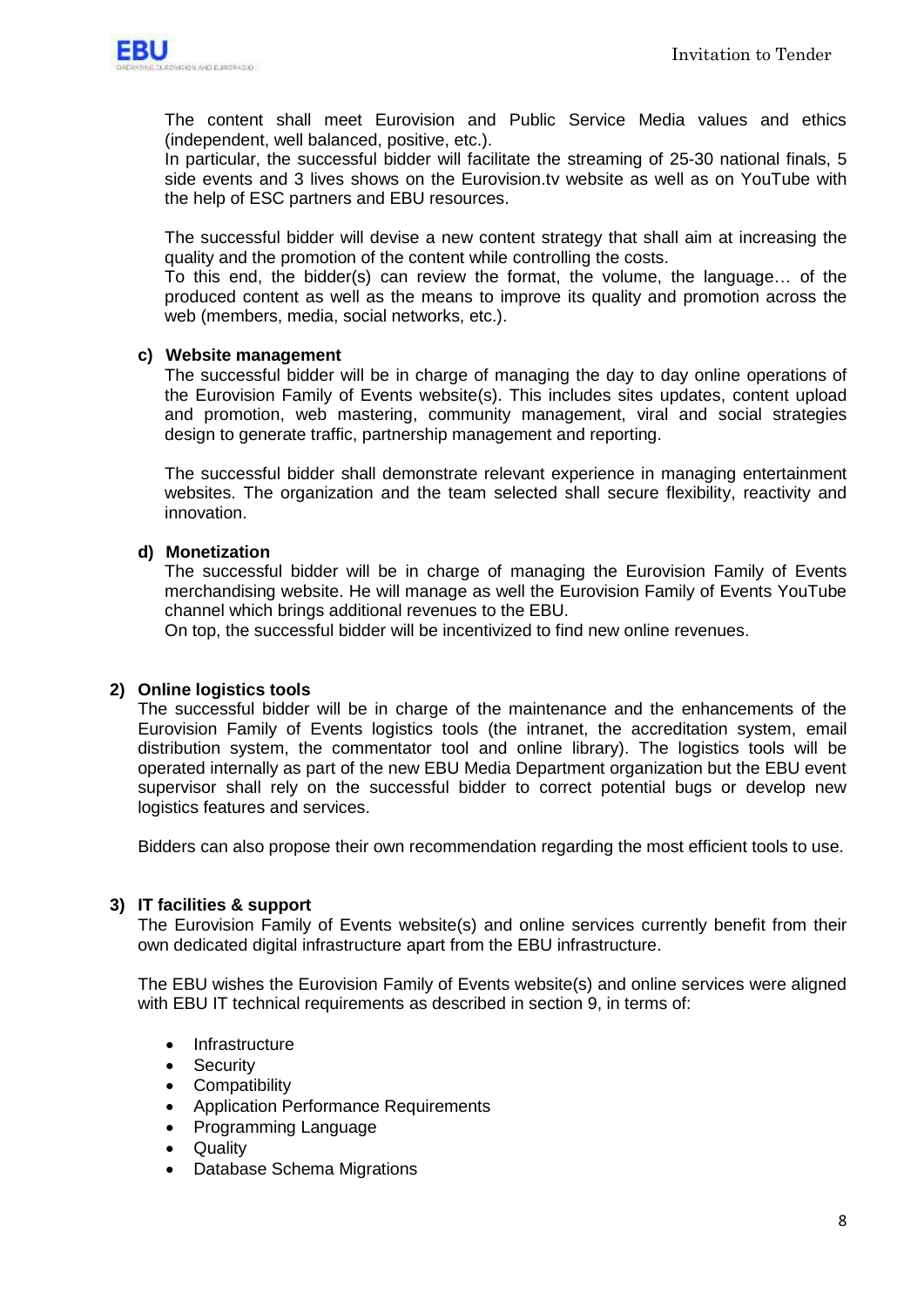The content shall meet Eurovision and Public Service Media values and ethics (independent, well balanced, positive, etc.).
In particular, the successful bidder will facilitate the streaming of 25-30 national finals, 5 side events and 3 lives shows on the Eurovision.tv website as well as on YouTube with the help of ESC partners and EBU resources.

The successful bidder will devise a new content strategy that shall aim at increasing the quality and the promotion of the content while controlling the costs.
To this end, the bidder(s) can review the format, the volume, the language… of the produced content as well as the means to improve its quality and promotion across the web (members, media, social networks, etc.).

**c) Website management**

The successful bidder will be in charge of managing the day to day online operations of the Eurovision Family of Events website(s). This includes sites updates, content upload and promotion, web mastering, community management, viral and social strategies design to generate traffic, partnership management and reporting.

The successful bidder shall demonstrate relevant experience in managing entertainment websites. The organization and the team selected shall secure flexibility, reactivity and innovation.

**d) Monetization**

The successful bidder will be in charge of managing the Eurovision Family of Events merchandising website. He will manage as well the Eurovision Family of Events YouTube channel which brings additional revenues to the EBU.
On top, the successful bidder will be incentivized to find new online revenues.

**2) Online logistics tools**

The successful bidder will be in charge of the maintenance and the enhancements of the Eurovision Family of Events logistics tools (the intranet, the accreditation system, email distribution system, the commentator tool and online library). The logistics tools will be operated internally as part of the new EBU Media Department organization but the EBU event supervisor shall rely on the successful bidder to correct potential bugs or develop new logistics features and services.

Bidders can also propose their own recommendation regarding the most efficient tools to use.

**3) IT facilities & support**

The Eurovision Family of Events website(s) and online services currently benefit from their own dedicated digital infrastructure apart from the EBU infrastructure.

The EBU wishes the Eurovision Family of Events website(s) and online services were aligned with EBU IT technical requirements as described in section 9, in terms of:

- Infrastructure
- Security
- Compatibility
- Application Performance Requirements
- Programming Language
- Quality
- Database Schema Migrations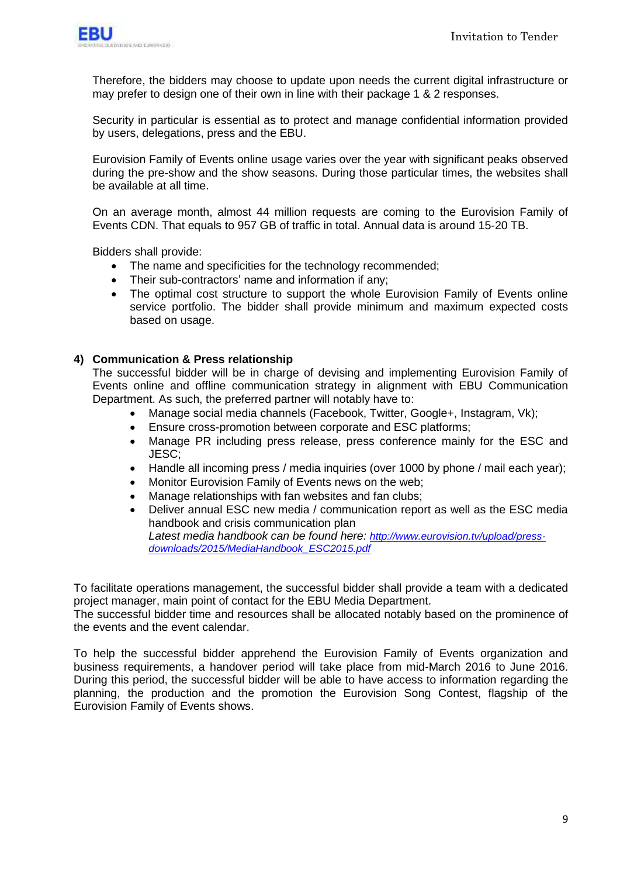Therefore, the bidders may choose to update upon needs the current digital infrastructure or may prefer to design one of their own in line with their package 1 & 2 responses.

Security in particular is essential as to protect and manage confidential information provided by users, delegations, press and the EBU.

Eurovision Family of Events online usage varies over the year with significant peaks observed during the pre-show and the show seasons. During those particular times, the websites shall be available at all time.

On an average month, almost 44 million requests are coming to the Eurovision Family of Events CDN. That equals to 957 GB of traffic in total. Annual data is around 15-20 TB.

Bidders shall provide:

- The name and specificities for the technology recommended;
- Their sub-contractors' name and information if any;
- The optimal cost structure to support the whole Eurovision Family of Events online service portfolio. The bidder shall provide minimum and maximum expected costs based on usage.

**4) Communication & Press relationship**

The successful bidder will be in charge of devising and implementing Eurovision Family of Events online and offline communication strategy in alignment with EBU Communication Department. As such, the preferred partner will notably have to:

- Manage social media channels (Facebook, Twitter, Google+, Instagram, Vk);
- Ensure cross-promotion between corporate and ESC platforms;
- Manage PR including press release, press conference mainly for the ESC and JESC;
- Handle all incoming press / media inquiries (over 1000 by phone / mail each year);
- Monitor Eurovision Family of Events news on the web;
- Manage relationships with fan websites and fan clubs;
- Deliver annual ESC new media / communication report as well as the ESC media handbook and crisis communication plan
  *Latest media handbook can be found here: [http://www.eurovision.tv/upload/press-downloads/2015/MediaHandbook_ESC2015.pdf](http://www.eurovision.tv/upload/press-downloads/2015/MediaHandbook_ESC2015.pdf)*

To facilitate operations management, the successful bidder shall provide a team with a dedicated project manager, main point of contact for the EBU Media Department.
The successful bidder time and resources shall be allocated notably based on the prominence of the events and the event calendar.

To help the successful bidder apprehend the Eurovision Family of Events organization and business requirements, a handover period will take place from mid-March 2016 to June 2016. During this period, the successful bidder will be able to have access to information regarding the planning, the production and the promotion the Eurovision Song Contest, flagship of the Eurovision Family of Events shows.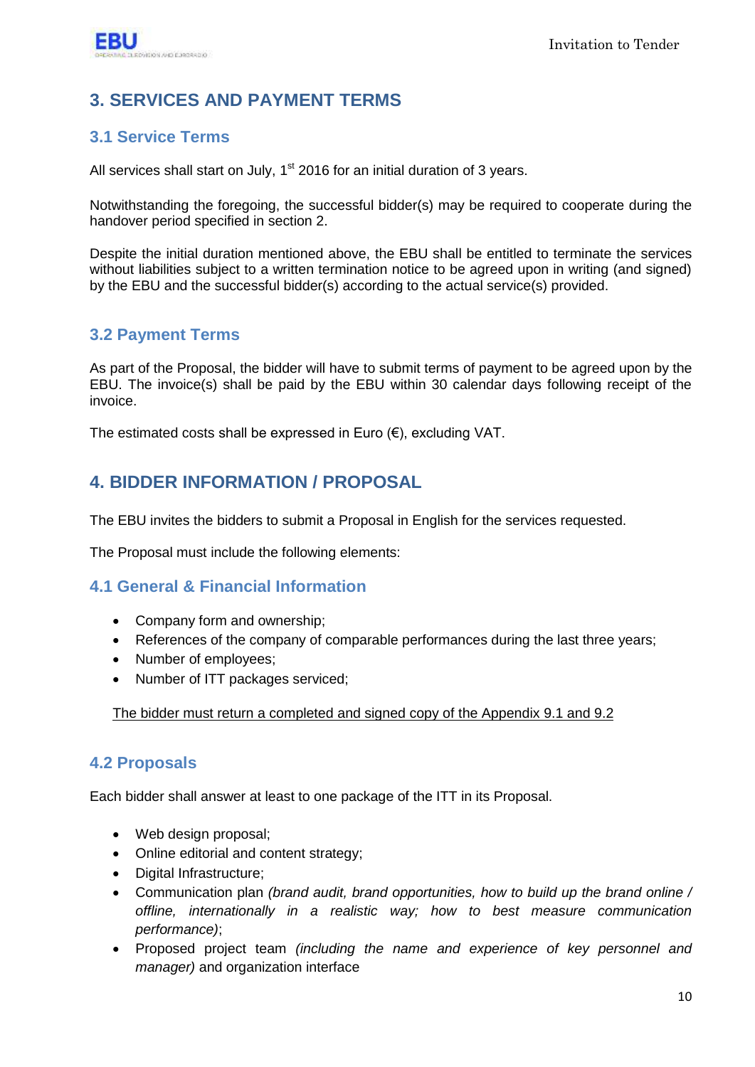## 3. SERVICES AND PAYMENT TERMS

### 3.1 Service Terms

All services shall start on July, 1st 2016 for an initial duration of 3 years.

Notwithstanding the foregoing, the successful bidder(s) may be required to cooperate during the handover period specified in section 2.

Despite the initial duration mentioned above, the EBU shall be entitled to terminate the services without liabilities subject to a written termination notice to be agreed upon in writing (and signed) by the EBU and the successful bidder(s) according to the actual service(s) provided.

### 3.2 Payment Terms

As part of the Proposal, the bidder will have to submit terms of payment to be agreed upon by the EBU. The invoice(s) shall be paid by the EBU within 30 calendar days following receipt of the invoice.

The estimated costs shall be expressed in Euro (€), excluding VAT.

## 4. BIDDER INFORMATION / PROPOSAL

The EBU invites the bidders to submit a Proposal in English for the services requested.

The Proposal must include the following elements:

### 4.1 General & Financial Information

- Company form and ownership;
- References of the company of comparable performances during the last three years;
- Number of employees;
- Number of ITT packages serviced;

<u>The bidder must return a completed and signed copy of the Appendix 9.1 and 9.2</u>

### 4.2 Proposals

Each bidder shall answer at least to one package of the ITT in its Proposal.

- Web design proposal;
- Online editorial and content strategy;
- Digital Infrastructure;
- Communication plan *(brand audit, brand opportunities, how to build up the brand online / offline, internationally in a realistic way; how to best measure communication performance)*;
- Proposed project team *(including the name and experience of key personnel and manager)* and organization interface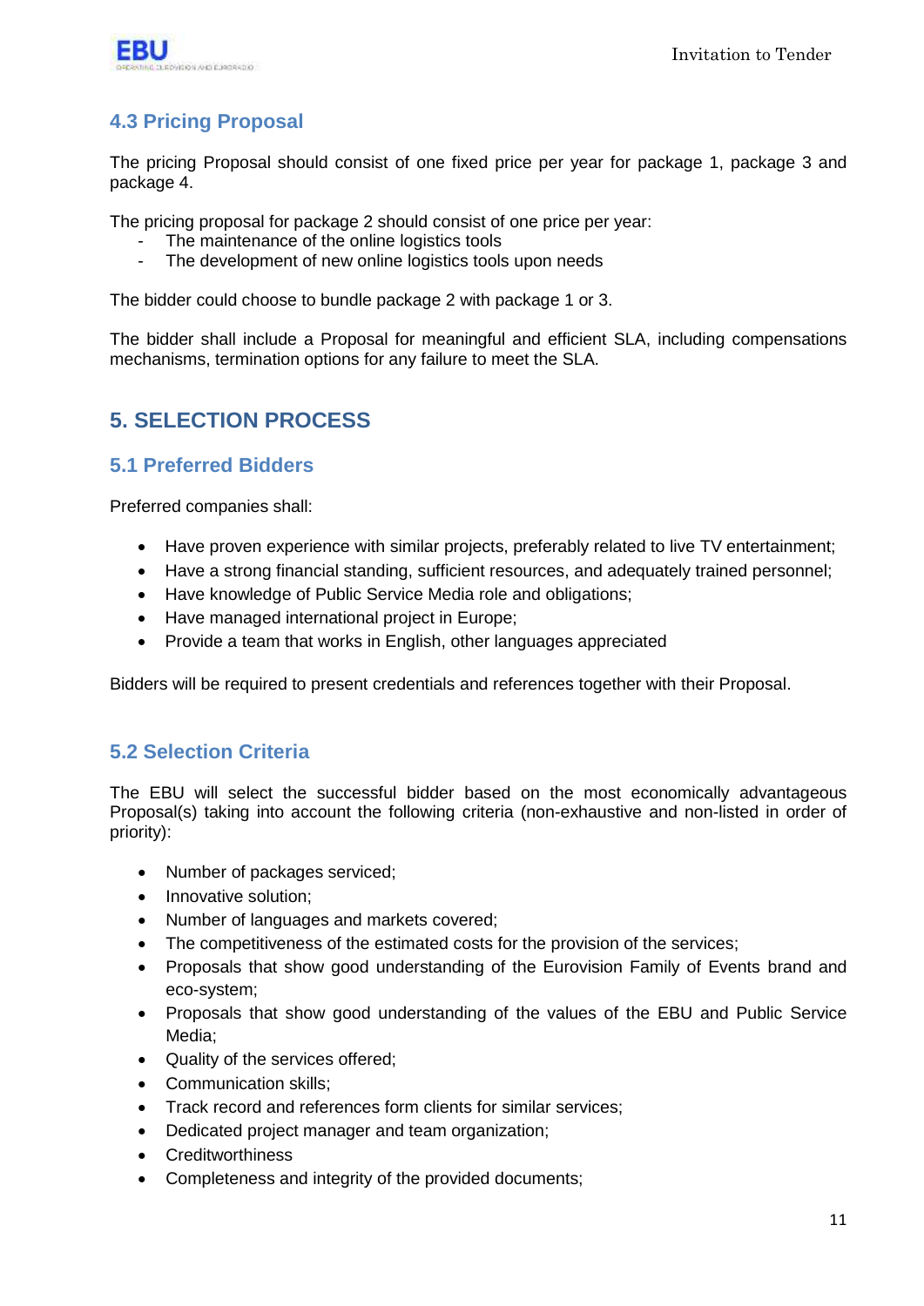### 4.3 Pricing Proposal

The pricing Proposal should consist of one fixed price per year for package 1, package 3 and package 4.

The pricing proposal for package 2 should consist of one price per year:

- The maintenance of the online logistics tools
- The development of new online logistics tools upon needs

The bidder could choose to bundle package 2 with package 1 or 3.

The bidder shall include a Proposal for meaningful and efficient SLA, including compensations mechanisms, termination options for any failure to meet the SLA.

## 5. SELECTION PROCESS

### 5.1 Preferred Bidders

Preferred companies shall:

- Have proven experience with similar projects, preferably related to live TV entertainment;
- Have a strong financial standing, sufficient resources, and adequately trained personnel;
- Have knowledge of Public Service Media role and obligations;
- Have managed international project in Europe;
- Provide a team that works in English, other languages appreciated

Bidders will be required to present credentials and references together with their Proposal.

### 5.2 Selection Criteria

The EBU will select the successful bidder based on the most economically advantageous Proposal(s) taking into account the following criteria (non-exhaustive and non-listed in order of priority):

- Number of packages serviced;
- Innovative solution;
- Number of languages and markets covered;
- The competitiveness of the estimated costs for the provision of the services;
- Proposals that show good understanding of the Eurovision Family of Events brand and eco-system;
- Proposals that show good understanding of the values of the EBU and Public Service Media;
- Quality of the services offered;
- Communication skills;
- Track record and references form clients for similar services;
- Dedicated project manager and team organization;
- Creditworthiness
- Completeness and integrity of the provided documents;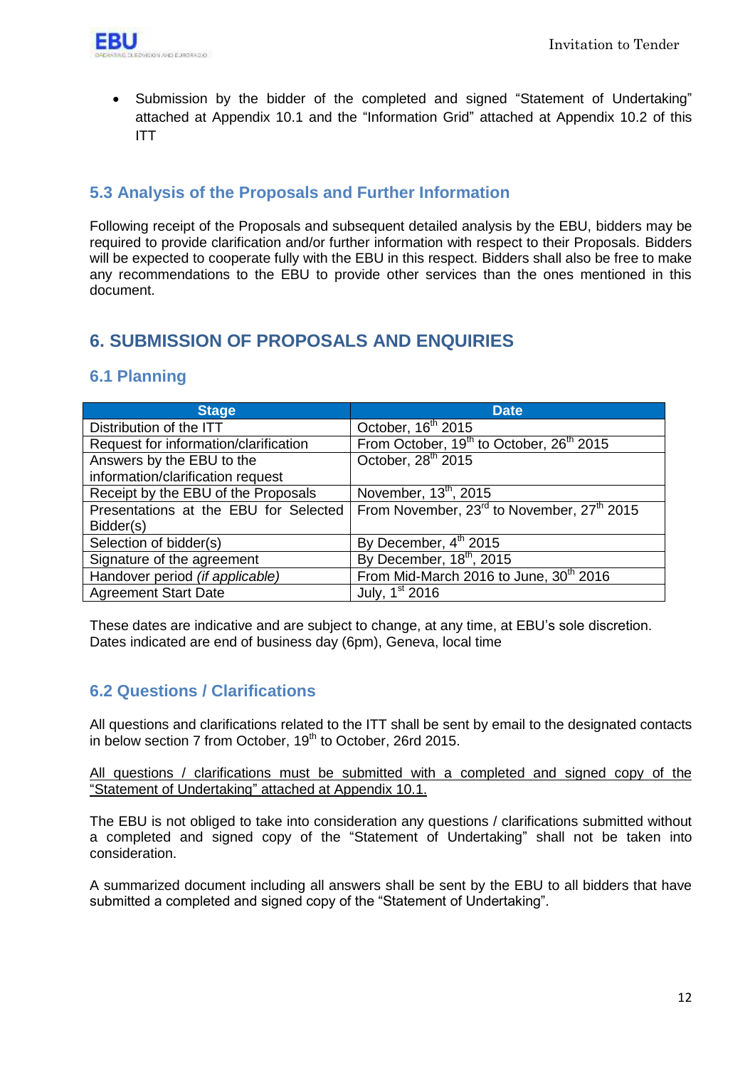- Submission by the bidder of the completed and signed “Statement of Undertaking” attached at Appendix 10.1 and the “Information Grid” attached at Appendix 10.2 of this ITT

### 5.3 Analysis of the Proposals and Further Information

Following receipt of the Proposals and subsequent detailed analysis by the EBU, bidders may be required to provide clarification and/or further information with respect to their Proposals. Bidders will be expected to cooperate fully with the EBU in this respect. Bidders shall also be free to make any recommendations to the EBU to provide other services than the ones mentioned in this document.

## 6. SUBMISSION OF PROPOSALS AND ENQUIRIES

### 6.1 Planning

| Stage | Date |
|---|---|
| Distribution of the ITT | October, 16th 2015 |
| Request for information/clarification | From October, 19th to October, 26th 2015 |
| Answers by the EBU to the information/clarification request | October, 28th 2015 |
| Receipt by the EBU of the Proposals | November, 13th, 2015 |
| Presentations at the EBU for Selected Bidder(s) | From November, 23rd to November, 27th 2015 |
| Selection of bidder(s) | By December, 4th 2015 |
| Signature of the agreement | By December, 18th, 2015 |
| Handover period *(if applicable)* | From Mid-March 2016 to June, 30th 2016 |
| Agreement Start Date | July, 1st 2016 |

These dates are indicative and are subject to change, at any time, at EBU’s sole discretion.
Dates indicated are end of business day (6pm), Geneva, local time

### 6.2 Questions / Clarifications

All questions and clarifications related to the ITT shall be sent by email to the designated contacts in below section 7 from October, 19th to October, 26rd 2015.

All questions / clarifications must be submitted with a completed and signed copy of the “Statement of Undertaking” attached at Appendix 10.1.

The EBU is not obliged to take into consideration any questions / clarifications submitted without a completed and signed copy of the “Statement of Undertaking” shall not be taken into consideration.

A summarized document including all answers shall be sent by the EBU to all bidders that have submitted a completed and signed copy of the “Statement of Undertaking”.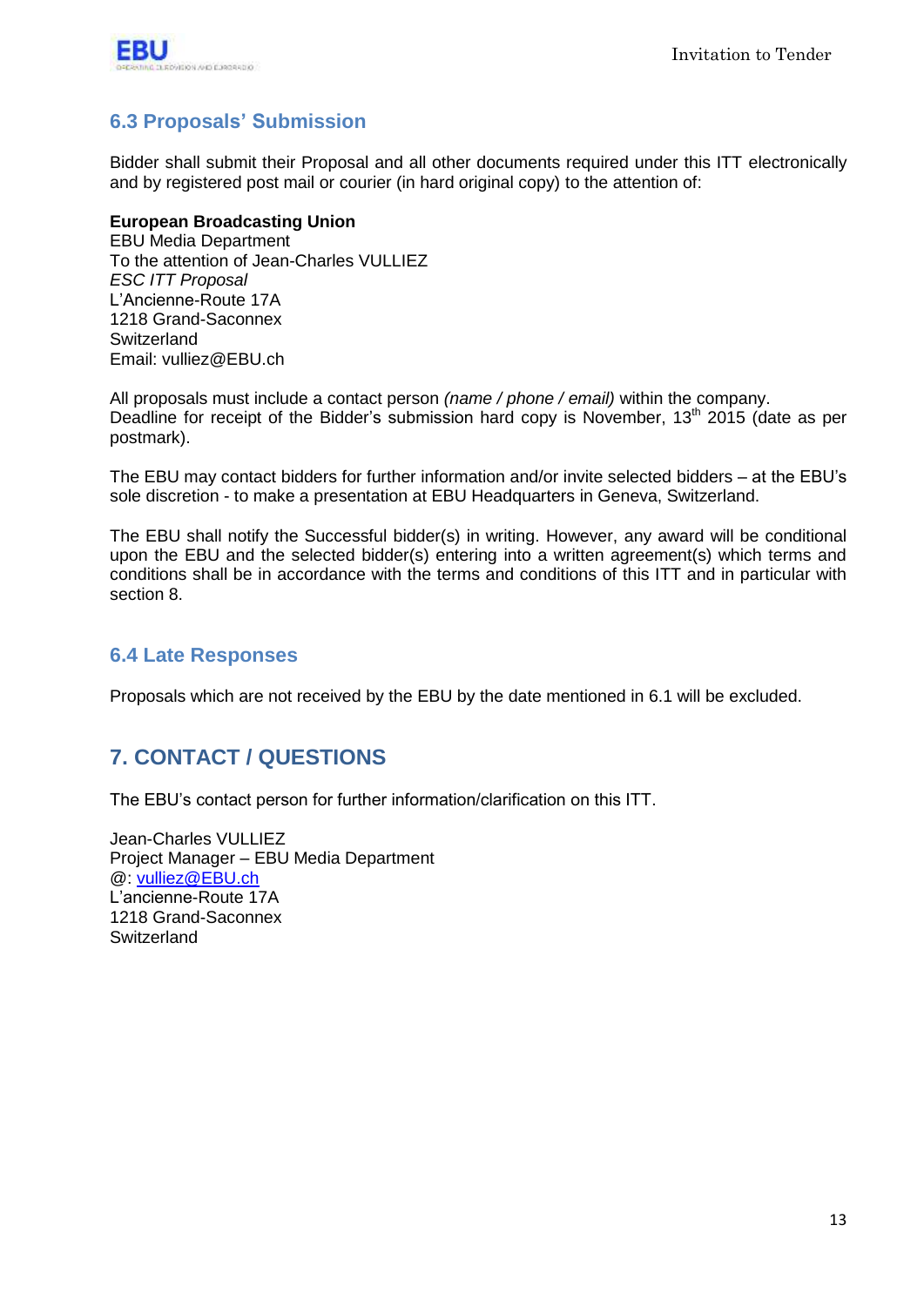## 6.3 Proposals' Submission

Bidder shall submit their Proposal and all other documents required under this ITT electronically and by registered post mail or courier (in hard original copy) to the attention of:

**European Broadcasting Union**
EBU Media Department
To the attention of Jean-Charles VULLIEZ
*ESC ITT Proposal*
L'Ancienne-Route 17A
1218 Grand-Saconnex
Switzerland
Email: vulliez@EBU.ch

All proposals must include a contact person *(name / phone / email)* within the company.
Deadline for receipt of the Bidder's submission hard copy is November, 13th 2015 (date as per postmark).

The EBU may contact bidders for further information and/or invite selected bidders – at the EBU's sole discretion - to make a presentation at EBU Headquarters in Geneva, Switzerland.

The EBU shall notify the Successful bidder(s) in writing. However, any award will be conditional upon the EBU and the selected bidder(s) entering into a written agreement(s) which terms and conditions shall be in accordance with the terms and conditions of this ITT and in particular with section 8.

## 6.4 Late Responses

Proposals which are not received by the EBU by the date mentioned in 6.1 will be excluded.

# 7. CONTACT / QUESTIONS

The EBU's contact person for further information/clarification on this ITT.

Jean-Charles VULLIEZ
Project Manager – EBU Media Department
@: vulliez@EBU.ch
L'ancienne-Route 17A
1218 Grand-Saconnex
Switzerland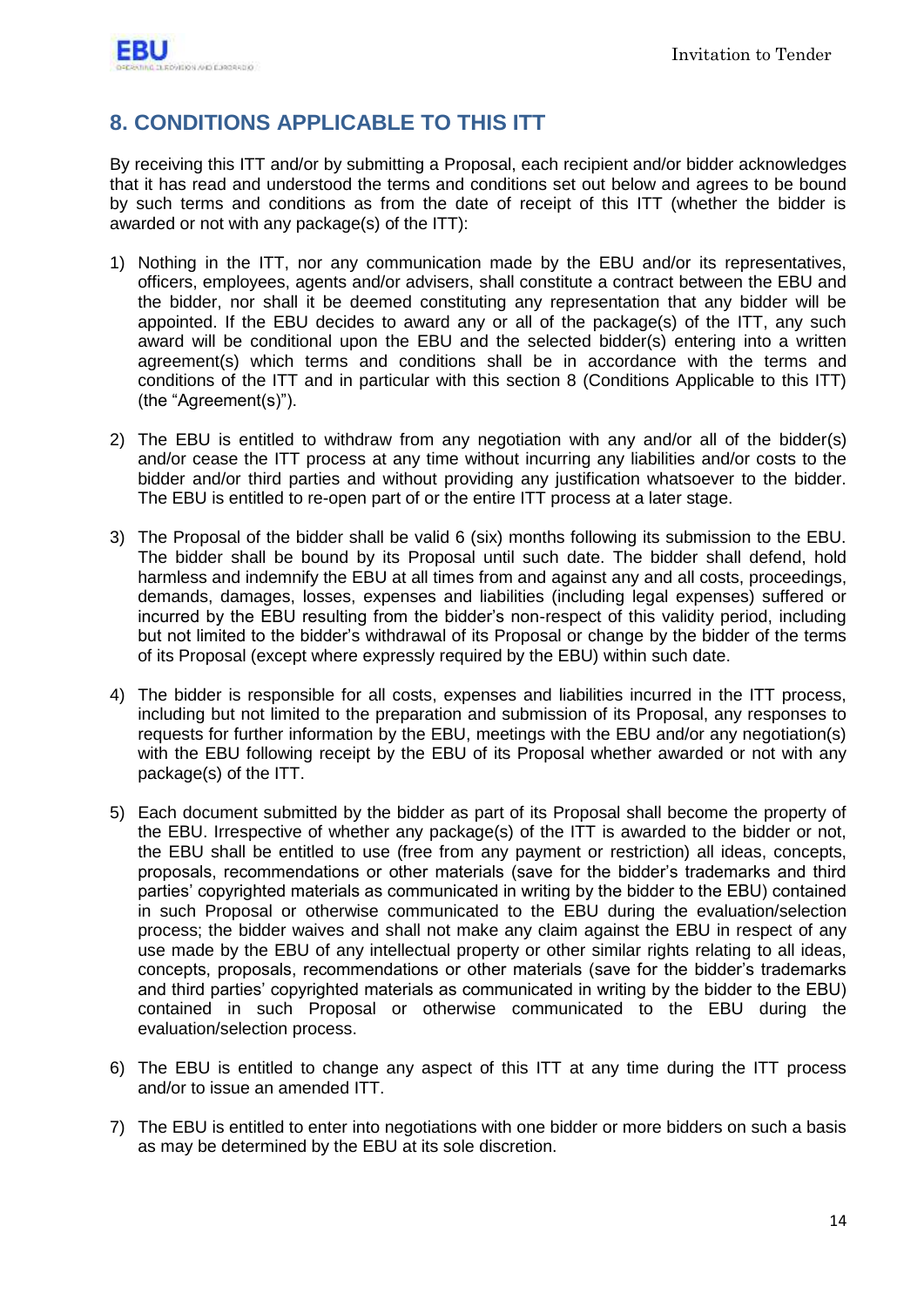## 8. CONDITIONS APPLICABLE TO THIS ITT

By receiving this ITT and/or by submitting a Proposal, each recipient and/or bidder acknowledges that it has read and understood the terms and conditions set out below and agrees to be bound by such terms and conditions as from the date of receipt of this ITT (whether the bidder is awarded or not with any package(s) of the ITT):

1) Nothing in the ITT, nor any communication made by the EBU and/or its representatives, officers, employees, agents and/or advisers, shall constitute a contract between the EBU and the bidder, nor shall it be deemed constituting any representation that any bidder will be appointed. If the EBU decides to award any or all of the package(s) of the ITT, any such award will be conditional upon the EBU and the selected bidder(s) entering into a written agreement(s) which terms and conditions shall be in accordance with the terms and conditions of the ITT and in particular with this section 8 (Conditions Applicable to this ITT) (the "Agreement(s)").

2) The EBU is entitled to withdraw from any negotiation with any and/or all of the bidder(s) and/or cease the ITT process at any time without incurring any liabilities and/or costs to the bidder and/or third parties and without providing any justification whatsoever to the bidder. The EBU is entitled to re-open part of or the entire ITT process at a later stage.

3) The Proposal of the bidder shall be valid 6 (six) months following its submission to the EBU. The bidder shall be bound by its Proposal until such date. The bidder shall defend, hold harmless and indemnify the EBU at all times from and against any and all costs, proceedings, demands, damages, losses, expenses and liabilities (including legal expenses) suffered or incurred by the EBU resulting from the bidder's non-respect of this validity period, including but not limited to the bidder's withdrawal of its Proposal or change by the bidder of the terms of its Proposal (except where expressly required by the EBU) within such date.

4) The bidder is responsible for all costs, expenses and liabilities incurred in the ITT process, including but not limited to the preparation and submission of its Proposal, any responses to requests for further information by the EBU, meetings with the EBU and/or any negotiation(s) with the EBU following receipt by the EBU of its Proposal whether awarded or not with any package(s) of the ITT.

5) Each document submitted by the bidder as part of its Proposal shall become the property of the EBU. Irrespective of whether any package(s) of the ITT is awarded to the bidder or not, the EBU shall be entitled to use (free from any payment or restriction) all ideas, concepts, proposals, recommendations or other materials (save for the bidder's trademarks and third parties' copyrighted materials as communicated in writing by the bidder to the EBU) contained in such Proposal or otherwise communicated to the EBU during the evaluation/selection process; the bidder waives and shall not make any claim against the EBU in respect of any use made by the EBU of any intellectual property or other similar rights relating to all ideas, concepts, proposals, recommendations or other materials (save for the bidder's trademarks and third parties' copyrighted materials as communicated in writing by the bidder to the EBU) contained in such Proposal or otherwise communicated to the EBU during the evaluation/selection process.

6) The EBU is entitled to change any aspect of this ITT at any time during the ITT process and/or to issue an amended ITT.

7) The EBU is entitled to enter into negotiations with one bidder or more bidders on such a basis as may be determined by the EBU at its sole discretion.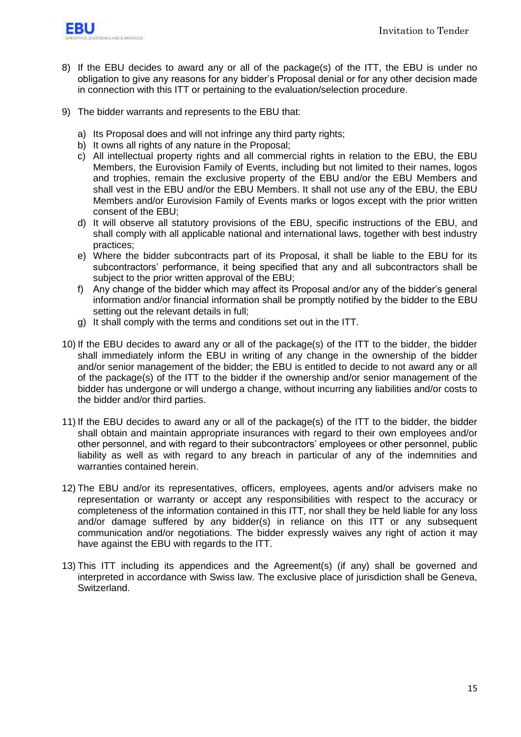8) If the EBU decides to award any or all of the package(s) of the ITT, the EBU is under no obligation to give any reasons for any bidder's Proposal denial or for any other decision made in connection with this ITT or pertaining to the evaluation/selection procedure.

9) The bidder warrants and represents to the EBU that:

    a) Its Proposal does and will not infringe any third party rights;
    b) It owns all rights of any nature in the Proposal;
    c) All intellectual property rights and all commercial rights in relation to the EBU, the EBU Members, the Eurovision Family of Events, including but not limited to their names, logos and trophies, remain the exclusive property of the EBU and/or the EBU Members and shall vest in the EBU and/or the EBU Members. It shall not use any of the EBU, the EBU Members and/or Eurovision Family of Events marks or logos except with the prior written consent of the EBU;
    d) It will observe all statutory provisions of the EBU, specific instructions of the EBU, and shall comply with all applicable national and international laws, together with best industry practices;
    e) Where the bidder subcontracts part of its Proposal, it shall be liable to the EBU for its subcontractors' performance, it being specified that any and all subcontractors shall be subject to the prior written approval of the EBU;
    f) Any change of the bidder which may affect its Proposal and/or any of the bidder's general information and/or financial information shall be promptly notified by the bidder to the EBU setting out the relevant details in full;
    g) It shall comply with the terms and conditions set out in the ITT.

10) If the EBU decides to award any or all of the package(s) of the ITT to the bidder, the bidder shall immediately inform the EBU in writing of any change in the ownership of the bidder and/or senior management of the bidder; the EBU is entitled to decide to not award any or all of the package(s) of the ITT to the bidder if the ownership and/or senior management of the bidder has undergone or will undergo a change, without incurring any liabilities and/or costs to the bidder and/or third parties.

11) If the EBU decides to award any or all of the package(s) of the ITT to the bidder, the bidder shall obtain and maintain appropriate insurances with regard to their own employees and/or other personnel, and with regard to their subcontractors' employees or other personnel, public liability as well as with regard to any breach in particular of any of the indemnities and warranties contained herein.

12) The EBU and/or its representatives, officers, employees, agents and/or advisers make no representation or warranty or accept any responsibilities with respect to the accuracy or completeness of the information contained in this ITT, nor shall they be held liable for any loss and/or damage suffered by any bidder(s) in reliance on this ITT or any subsequent communication and/or negotiations. The bidder expressly waives any right of action it may have against the EBU with regards to the ITT.

13) This ITT including its appendices and the Agreement(s) (if any) shall be governed and interpreted in accordance with Swiss law. The exclusive place of jurisdiction shall be Geneva, Switzerland.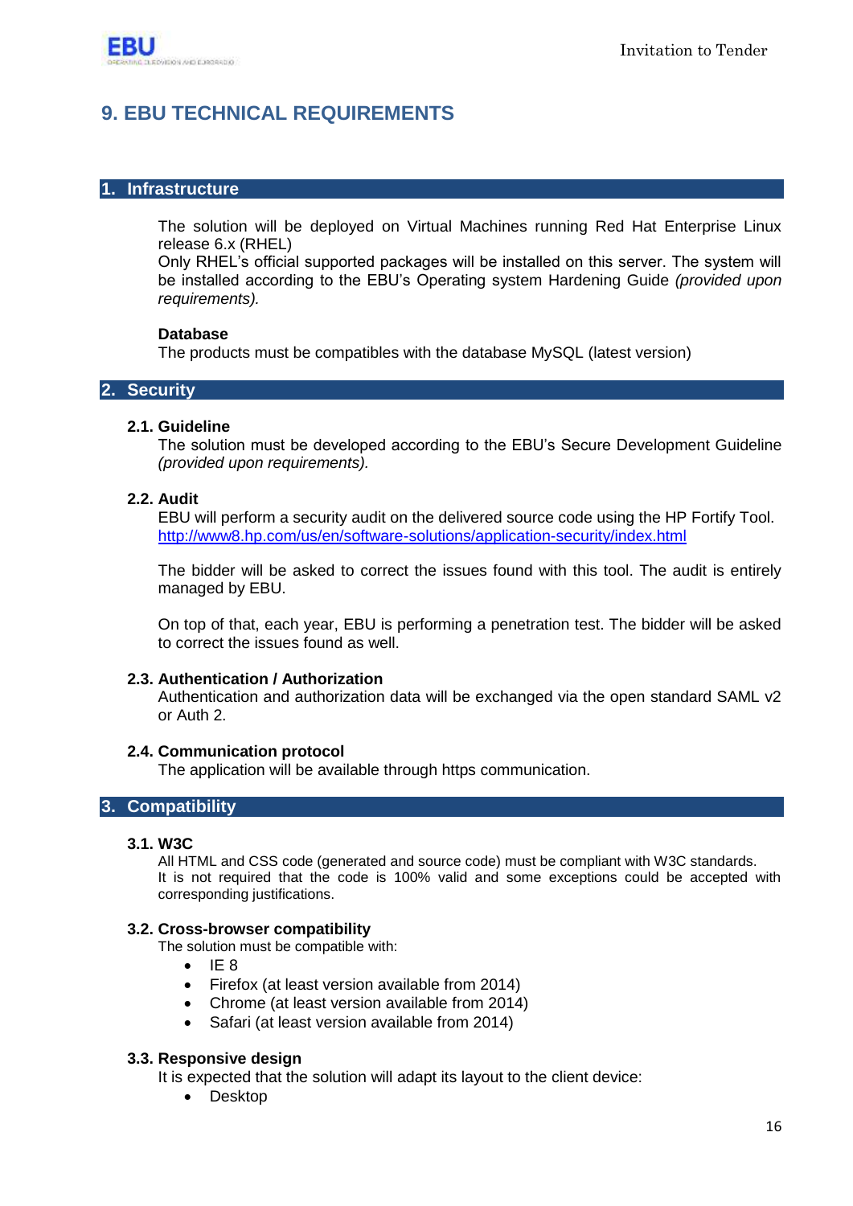# 9. EBU TECHNICAL REQUIREMENTS

## 1. Infrastructure

The solution will be deployed on Virtual Machines running Red Hat Enterprise Linux release 6.x (RHEL)
Only RHEL's official supported packages will be installed on this server. The system will be installed according to the EBU's Operating system Hardening Guide *(provided upon requirements).*

**Database**
The products must be compatibles with the database MySQL (latest version)

## 2. Security

### 2.1. Guideline

The solution must be developed according to the EBU's Secure Development Guideline *(provided upon requirements).*

### 2.2. Audit

EBU will perform a security audit on the delivered source code using the HP Fortify Tool.
http://www8.hp.com/us/en/software-solutions/application-security/index.html

The bidder will be asked to correct the issues found with this tool. The audit is entirely managed by EBU.

On top of that, each year, EBU is performing a penetration test. The bidder will be asked to correct the issues found as well.

### 2.3. Authentication / Authorization

Authentication and authorization data will be exchanged via the open standard SAML v2 or Auth 2.

### 2.4. Communication protocol

The application will be available through https communication.

## 3. Compatibility

### 3.1. W3C

All HTML and CSS code (generated and source code) must be compliant with W3C standards.
It is not required that the code is 100% valid and some exceptions could be accepted with corresponding justifications.

### 3.2. Cross-browser compatibility

The solution must be compatible with:

- IE 8
- Firefox (at least version available from 2014)
- Chrome (at least version available from 2014)
- Safari (at least version available from 2014)

### 3.3. Responsive design

It is expected that the solution will adapt its layout to the client device:

- Desktop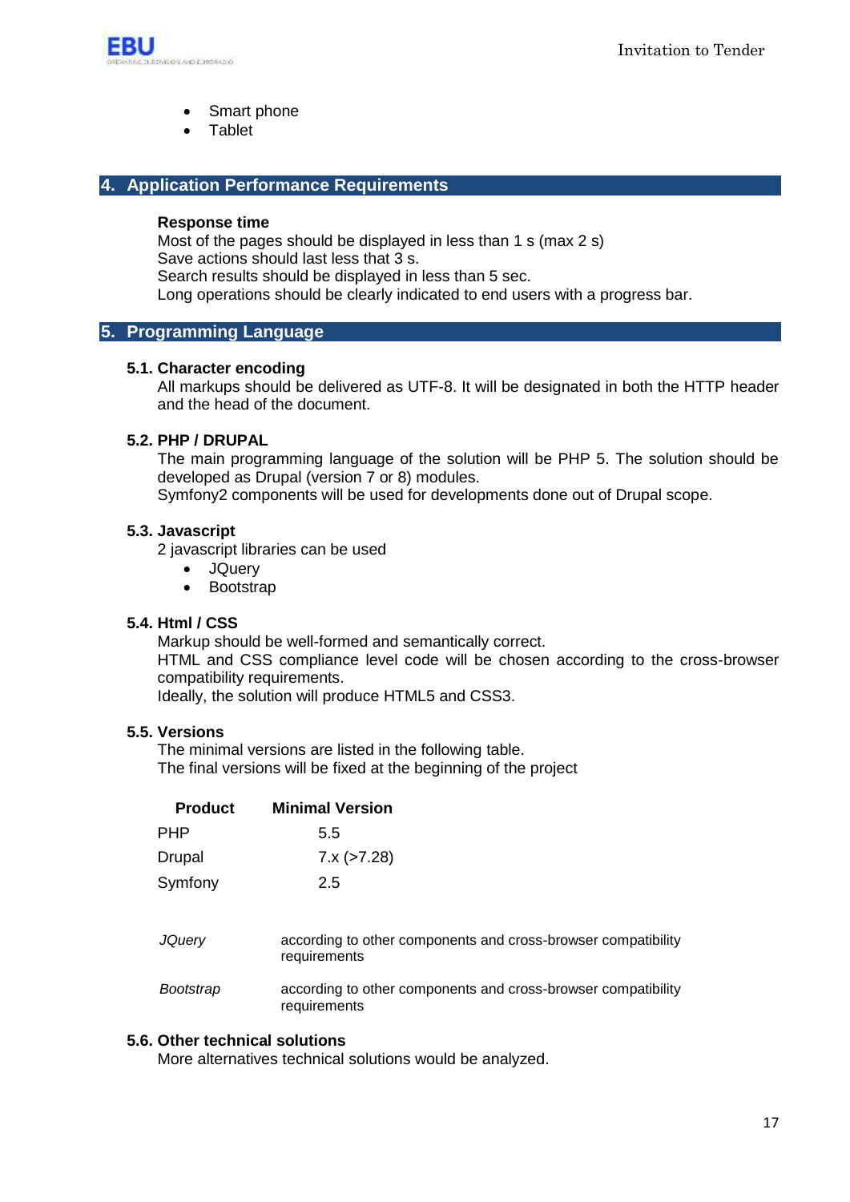- Smart phone
- Tablet

## 4. Application Performance Requirements

**Response time**

Most of the pages should be displayed in less than 1 s (max 2 s)
Save actions should last less that 3 s.
Search results should be displayed in less than 5 sec.
Long operations should be clearly indicated to end users with a progress bar.

## 5. Programming Language

### 5.1. Character encoding

All markups should be delivered as UTF-8. It will be designated in both the HTTP header and the head of the document.

### 5.2. PHP / DRUPAL

The main programming language of the solution will be PHP 5. The solution should be developed as Drupal (version 7 or 8) modules.
Symfony2 components will be used for developments done out of Drupal scope.

### 5.3. Javascript

2 javascript libraries can be used

- JQuery
- Bootstrap

### 5.4. Html / CSS

Markup should be well-formed and semantically correct.
HTML and CSS compliance level code will be chosen according to the cross-browser compatibility requirements.
Ideally, the solution will produce HTML5 and CSS3.

### 5.5. Versions

The minimal versions are listed in the following table.
The final versions will be fixed at the beginning of the project

| Product | Minimal Version |
|---|---|
| PHP | 5.5 |
| Drupal | 7.x (>7.28) |
| Symfony | 2.5 |
| *JQuery* | according to other components and cross-browser compatibility requirements |
| *Bootstrap* | according to other components and cross-browser compatibility requirements |

### 5.6. Other technical solutions

More alternatives technical solutions would be analyzed.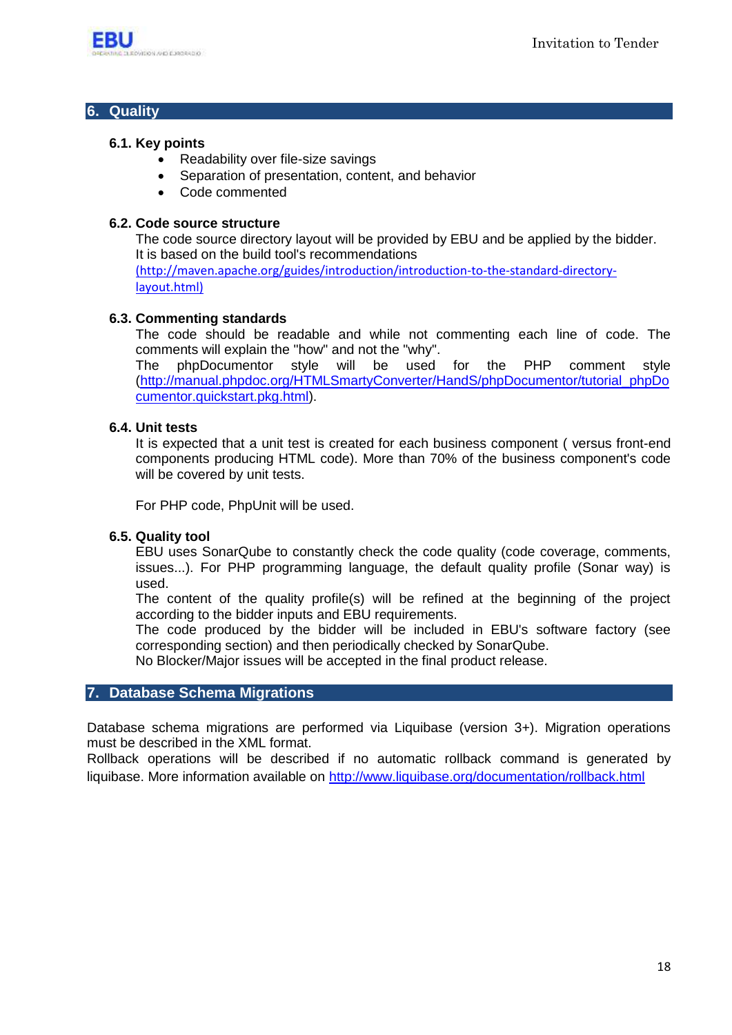## 6. Quality

### 6.1. Key points

- Readability over file-size savings
- Separation of presentation, content, and behavior
- Code commented

### 6.2. Code source structure

The code source directory layout will be provided by EBU and be applied by the bidder. It is based on the build tool's recommendations
(http://maven.apache.org/guides/introduction/introduction-to-the-standard-directory-layout.html)

### 6.3. Commenting standards

The code should be readable and while not commenting each line of code. The comments will explain the "how" and not the "why".
The phpDocumentor style will be used for the PHP comment style (http://manual.phpdoc.org/HTMLSmartyConverter/HandS/phpDocumentor/tutorial_phpDocumentor.quickstart.pkg.html).

### 6.4. Unit tests

It is expected that a unit test is created for each business component ( versus front-end components producing HTML code). More than 70% of the business component's code will be covered by unit tests.

For PHP code, PhpUnit will be used.

### 6.5. Quality tool

EBU uses SonarQube to constantly check the code quality (code coverage, comments, issues...). For PHP programming language, the default quality profile (Sonar way) is used.
The content of the quality profile(s) will be refined at the beginning of the project according to the bidder inputs and EBU requirements.
The code produced by the bidder will be included in EBU's software factory (see corresponding section) and then periodically checked by SonarQube.
No Blocker/Major issues will be accepted in the final product release.

## 7. Database Schema Migrations

Database schema migrations are performed via Liquibase (version 3+). Migration operations must be described in the XML format.
Rollback operations will be described if no automatic rollback command is generated by liquibase. More information available on http://www.liquibase.org/documentation/rollback.html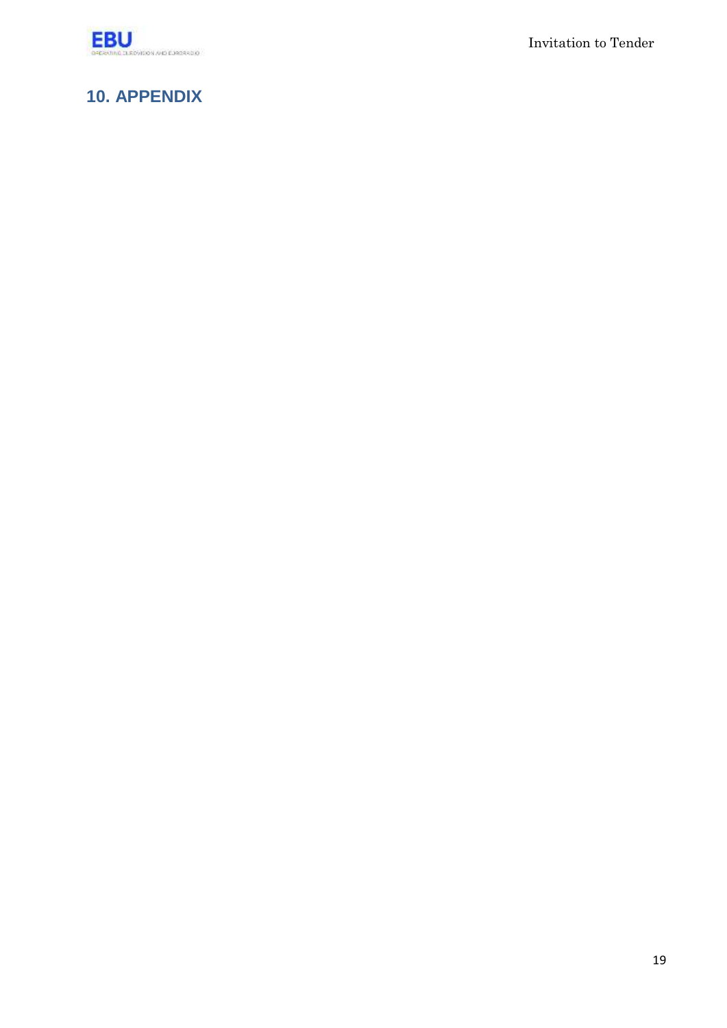## 10. APPENDIX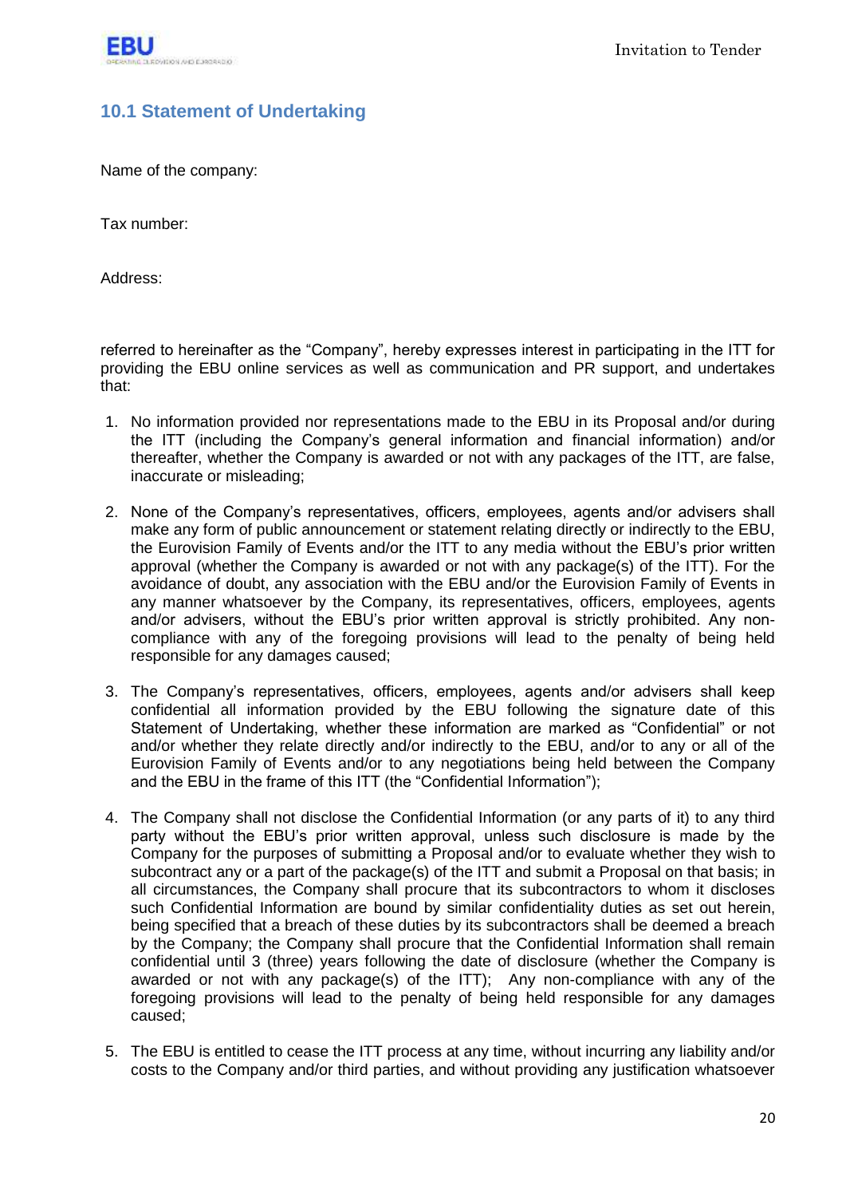## 10.1 Statement of Undertaking

Name of the company:

Tax number:

Address:

referred to hereinafter as the "Company", hereby expresses interest in participating in the ITT for providing the EBU online services as well as communication and PR support, and undertakes that:

1. No information provided nor representations made to the EBU in its Proposal and/or during the ITT (including the Company's general information and financial information) and/or thereafter, whether the Company is awarded or not with any packages of the ITT, are false, inaccurate or misleading;

2. None of the Company's representatives, officers, employees, agents and/or advisers shall make any form of public announcement or statement relating directly or indirectly to the EBU, the Eurovision Family of Events and/or the ITT to any media without the EBU's prior written approval (whether the Company is awarded or not with any package(s) of the ITT). For the avoidance of doubt, any association with the EBU and/or the Eurovision Family of Events in any manner whatsoever by the Company, its representatives, officers, employees, agents and/or advisers, without the EBU's prior written approval is strictly prohibited. Any non-compliance with any of the foregoing provisions will lead to the penalty of being held responsible for any damages caused;

3. The Company's representatives, officers, employees, agents and/or advisers shall keep confidential all information provided by the EBU following the signature date of this Statement of Undertaking, whether these information are marked as "Confidential" or not and/or whether they relate directly and/or indirectly to the EBU, and/or to any or all of the Eurovision Family of Events and/or to any negotiations being held between the Company and the EBU in the frame of this ITT (the "Confidential Information");

4. The Company shall not disclose the Confidential Information (or any parts of it) to any third party without the EBU's prior written approval, unless such disclosure is made by the Company for the purposes of submitting a Proposal and/or to evaluate whether they wish to subcontract any or a part of the package(s) of the ITT and submit a Proposal on that basis; in all circumstances, the Company shall procure that its subcontractors to whom it discloses such Confidential Information are bound by similar confidentiality duties as set out herein, being specified that a breach of these duties by its subcontractors shall be deemed a breach by the Company; the Company shall procure that the Confidential Information shall remain confidential until 3 (three) years following the date of disclosure (whether the Company is awarded or not with any package(s) of the ITT); Any non-compliance with any of the foregoing provisions will lead to the penalty of being held responsible for any damages caused;

5. The EBU is entitled to cease the ITT process at any time, without incurring any liability and/or costs to the Company and/or third parties, and without providing any justification whatsoever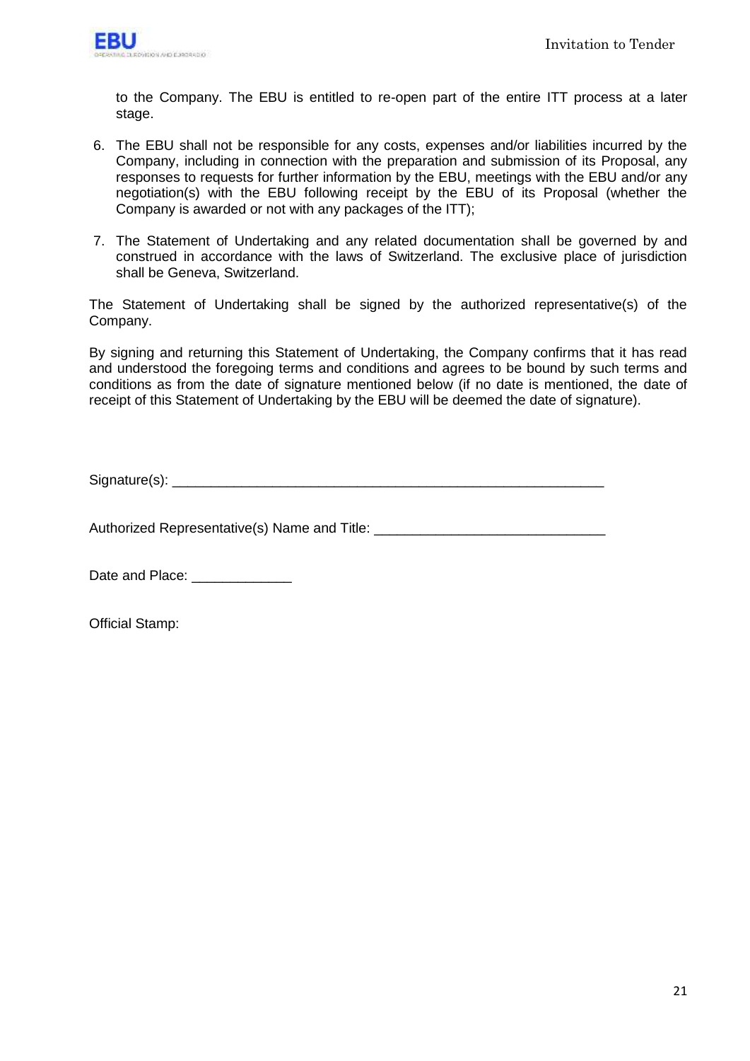to the Company. The EBU is entitled to re-open part of the entire ITT process at a later stage.

6. The EBU shall not be responsible for any costs, expenses and/or liabilities incurred by the Company, including in connection with the preparation and submission of its Proposal, any responses to requests for further information by the EBU, meetings with the EBU and/or any negotiation(s) with the EBU following receipt by the EBU of its Proposal (whether the Company is awarded or not with any packages of the ITT);

7. The Statement of Undertaking and any related documentation shall be governed by and construed in accordance with the laws of Switzerland. The exclusive place of jurisdiction shall be Geneva, Switzerland.

The Statement of Undertaking shall be signed by the authorized representative(s) of the Company.

By signing and returning this Statement of Undertaking, the Company confirms that it has read and understood the foregoing terms and conditions and agrees to be bound by such terms and conditions as from the date of signature mentioned below (if no date is mentioned, the date of receipt of this Statement of Undertaking by the EBU will be deemed the date of signature).

Signature(s): ___________________________________________________________

Authorized Representative(s) Name and Title: _____________________________

Date and Place: _____________

Official Stamp: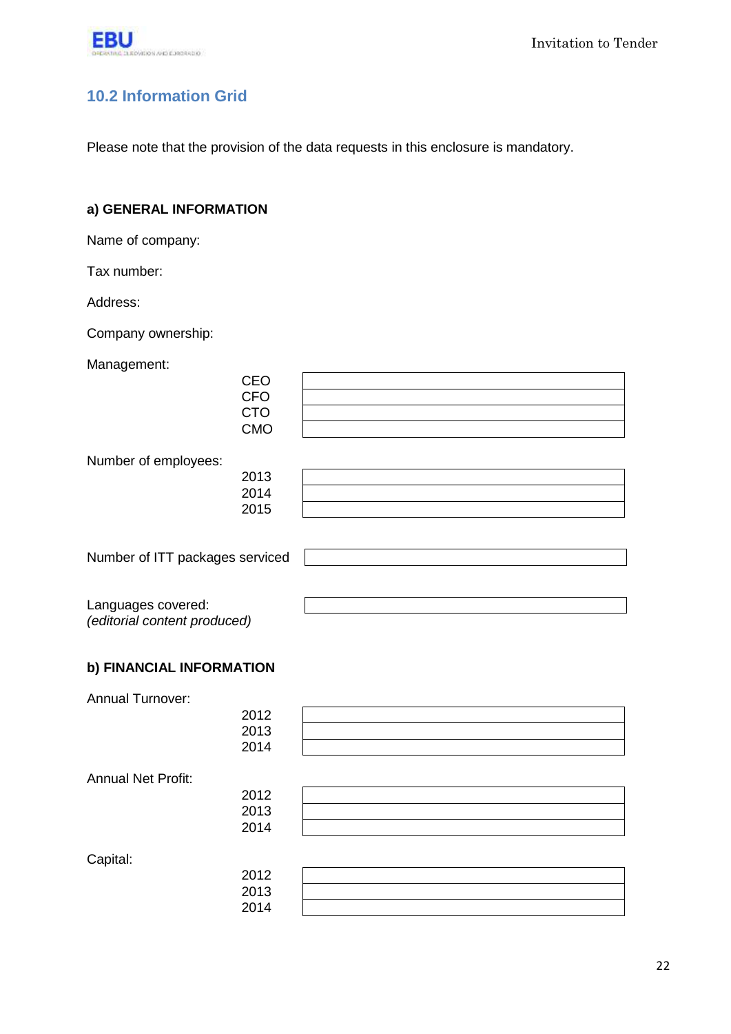## 10.2 Information Grid

Please note that the provision of the data requests in this enclosure is mandatory.

**a) GENERAL INFORMATION**

Name of company:

Tax number:

Address:

Company ownership:

Management:

| | |
|---|---|
| CEO | |
| CFO | |
| CTO | |
| CMO | |

Number of employees:

| | |
|---|---|
| 2013 | |
| 2014 | |
| 2015 | |

| | |
|---|---|
| Number of ITT packages serviced | |

| | |
|---|---|
| Languages covered: *(editorial content produced)* | |

**b) FINANCIAL INFORMATION**

Annual Turnover:

| | |
|---|---|
| 2012 | |
| 2013 | |
| 2014 | |

Annual Net Profit:

| | |
|---|---|
| 2012 | |
| 2013 | |
| 2014 | |

Capital:

| | |
|---|---|
| 2012 | |
| 2013 | |
| 2014 | |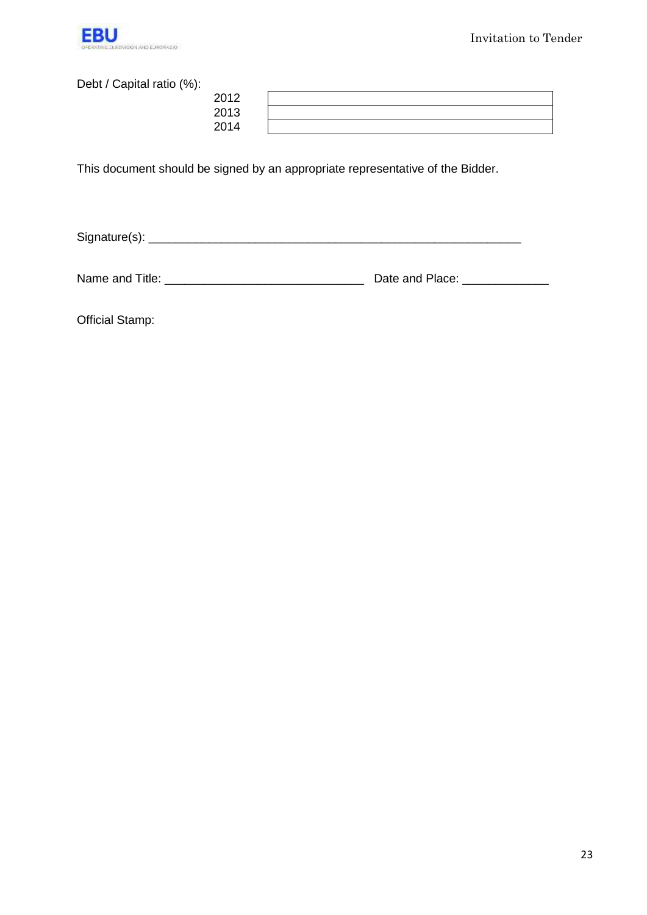Debt / Capital ratio (%):

| | |
|---|---|
| 2012 | |
| 2013 | |
| 2014 | |

This document should be signed by an appropriate representative of the Bidder.

Signature(s): ___________________________________________________________

Name and Title: ______________________________ Date and Place: _____________

Official Stamp: